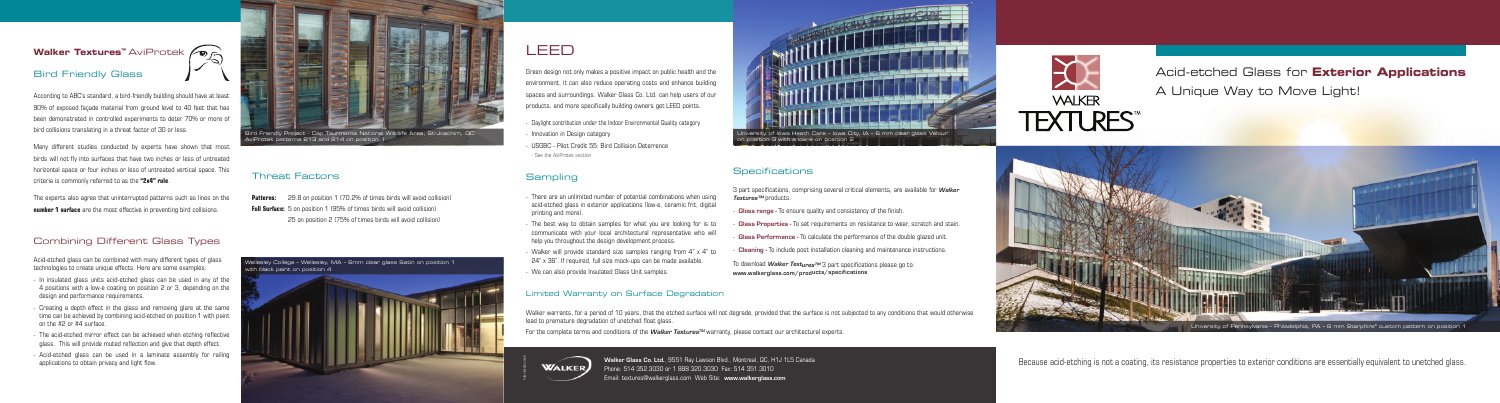# Walker Textures™ AviProtek

## Bird Friendly Glass

According to ABC's standard, a bird-friendly building should have at least 90% of exposed façade material from ground level to 40 feet that has been demonstrated in controlled experiments to deter 70% or more of bird collisions translating in a threat factor of 30 or less.

Many different studies conducted by experts have shown that most birds will not fly into surfaces that have two inches or less of untreated horizontal space or four inches or less of untreated vertical space. This criteria is commonly referred to as the **"2x4" rule**.

The experts also agree that uninterrupted patterns such as lines on the **number 1 surface** are the most effective in preventing bird collisions.

Bird Friendly Project - Cap Tourmente National Wildlife Area, St-Joachim, QC AviProtek patterns 213 and 214 on position 1

## Threat Factors

**Patterns:** 25.8 on position 1 (70.2% of times birds will avoid collision)
**Full Surface:** 5 on position 1 (95% of times birds will avoid collision)
25 on position 2 (75% of times birds will avoid collision)

## Combining Different Glass Types

Acid-etched glass can be combined with many different types of glass technologies to create unique effects. Here are some examples:

- In insulated glass units acid-etched glass can be used in any of the 4 positions with a low-e coating on position 2 or 3, depending on the design and performance requirements.
- Creating a depth effect in the glass and removing glare at the same time can be achieved by combining acid-etched on position 1 with paint on the #2 or #4 surface.
- The acid-etched mirror effect can be achieved when etching reflective glass. This will provide muted reflection and give that depth effect.
- Acid-etched glass can be used in a laminate assembly for railing applications to obtain privacy and light flow.

Wellesley College - Wellesley, MA - 6mm clear glass Satin on position 1 with black paint on position 4

# LEED

Green design not only makes a positive impact on public health and the environment, it can also reduce operating costs and enhance building spaces and surroundings. Walker Glass Co. Ltd. can help users of our products, and more specifically building owners get LEED points.

- Daylight contribution under the Indoor Environmental Quality category
- Innovation in Design category
- USGBC - Pilot Credit 55: Bird Collision Deterrence
  - See the AviProtek section

## Sampling

- There are an unlimited number of potential combinations when using acid-etched glass in exterior applications (low-e, ceramic frit, digital printing and more).
- The best way to obtain samples for what you are looking for is to communicate with your local architectural representative who will help you throughout the design development process.
- Walker will provide standard size samples ranging from 4" x 4" to 24" x 36". If required, full size mock-ups can be made available.
- We can also provide Insulated Glass Unit samples.

## Limited Warranty on Surface Degradation

Walker warrants, for a period of 10 years, that the etched surface will not degrade, provided that the surface is not subjected to any conditions that would otherwise lead to premature degradation of unetched float glass.

For the complete terms and conditions of the *Walker Textures™* warranty, please contact our architectural experts.

University of Iowa Heath Care - Iowa City, IA - 6 mm clear glass Velour on position 3 with a low-e on position 2

## Specifications

3 part specifications, comprising several critical elements, are available for *Walker Textures™* products.

- **Glass range** - To ensure quality and consistency of the finish.
- **Glass Properties** - To set requirements on resistance to wear, scratch and stain.
- **Glass Performance** - To calculate the performance of the double glazed unit.
- **Cleaning** - To include post installation cleaning and maintenance instructions.

To download *Walker Textures™* 3 part specifications please go to: **www.walkerglass.com/products/specifications**

**Walker Glass Co. Ltd.**, 9551 Ray Lawson Blvd., Montreal, QC, H1J 1L5 Canada
Phone: 514 352 3030 or 1 888 320 3030 Fax: 514 351 3010
Email: textures@walkerglass.com Web Site: **www.walkerglass.com**

WALKER TEXTURES™

# Acid-etched Glass for **Exterior Applications**

## A Unique Way to Move Light!

University of Pennsylvania - Philadelphia, PA - 6 mm Starphire® custom pattern on position 1

Because acid-etching is not a coating, its resistance properties to exterior conditions are essentially equivalent to unetched glass.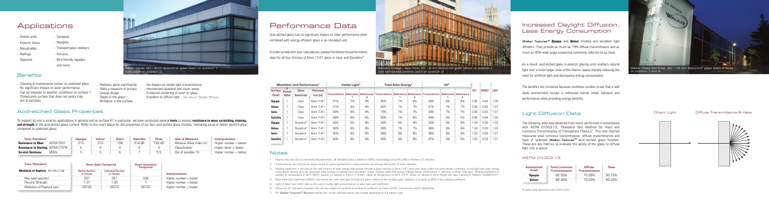# Applications

- Sealed units
- Exterior doors
- Balustrades
- Railings
- Spandrel
- Canopies
- Skylights
- Transportation shelters
- Atriums
- Bird friendly facades and more....

INRS - Laval, QC - 6mm Starphire® glass Satin on position 1 with lowe on position 2

## Benefits

- Cleaning & maintenance similar to unetched glass
- No significant impact on solar performance
- Can be exposed to weather conditions on surface 1
- Closed-pore surface that does not easily trap dirt & particles
- Reduces glare significantly
- Adds a measure of privacy
- Unique design
- Depth in the glass
- Brilliance in the surface
- No impact on visible light transmittance
- Harmonized spandrel and vision areas
- Enhanced rendering of color on glass
- Excellent to diffuse light - See data on "Daylight Diffusion"

## Acid-etched Glass Properties

To support its use in exterior applications in general and on surface #1 in particular, we have conducted several **tests** to assess **resistance to wear, scratching, staining, and strength** of the acid-etched glass surface. Refer to the chart below for the properties of our four acid-etched glass finishes, indicating equal or better performance compared to unetched glass.

| Test/Standard | | Opaque | Velour | Satin | Satinlite | Float | Unit of Measure | Interpretation |
|---|---|---|---|---|---|---|---|---|
| **Resistance to Wear** | ASTM C501 | 213 | 210 | 198 | 214.86 | 183.29 | Abrasive Wear Index (Iw) | Higher number = better |
| **Resistance to Staining** | ASTM C1378 | A | A | A | A | A | Classification | Higher letter = better |
| **Scratch Hardness** | MOHs | 5 | 5 | 6 | 7 | 5.5 | Out of possible 10 | Higher number = better |

| Test/Standard | 6mm Satin Tempered | | 6mm Unetched Tempered | |
|---|---|---|---|---|
| **Modulous of Rupture** ASTM C158 | Etched Surface in Tension | Unetched Surface in Tension | | Interpretation |
| Max load (pounds) | 357 | 351 | 338 | Higher number = better |
| Flexural Strength | 1.07 | 1.05 | 1 | Higher number = better |
| Modulous of Rupture (psi) | 28720 | 28370 | 26720 | Higher number = better |

# Performance Data

Acid-etched glass has no significant impact on solar performance when combined with energy efficient glass in an insulated unit.

In order to help with your calculations, please find below the performance data for all four finishes of 6mm (1/4") glass in clear and Starphire®.

Barnard College - New York, NY - 6 mm Starphire glass Velour on position 1 with terracotta ceramic paint on position 2

| Monolithic Unit Performance[1] | | | | Visible Light[2] | | | Total Solar Energy[2] | | | UV[6] | | | | | |
|---|---|---|---|---|---|---|---|---|---|---|---|---|---|---|---|
| Surface Finish | Etched Sides | Glass Substrate | Thickness mm (in) | Transmittance | Reflectance 1 | Reflectance 2 | Transmittance | Reflectance 1 | Reflectance 2 | Transmittance | Reflectance 1 | Reflectance 2 | SC[3] | SHGC[4] | LSG[5] |
| **Opaque** | 1 | Clear | 6mm (1/4") | 91% | 7% | 9% | 80% | 7% | 8% | 66% | 6% | 8% | 0.96 | 0.84 | 1.08 |
| **Velour** | 1 | Clear | 6mm (1/4") | 91% | 8% | 8% | 82% | 7% | 8% | 67% | 7% | 7% | 0.98 | 0.85 | 1.07 |
| **Satin** | 1 | Clear | 6mm (1/4") | 89% | 8% | 8% | 79% | 7% | 7% | 64% | 7% | 7% | 0.96 | 0.83 | 1.07 |
| **Satinlite** | 1 | Clear | 6mm (1/4") | 88% | 8% | 8% | 80% | 7% | 8% | 64% | 6% | 5% | 0.96 | 0.84 | 1.05 |
| **Opaque** | 1 | Starphire® | 6mm (1/4") | 93% | 8% | 8% | 90% | 8% | 8% | 90% | 8% | 8% | 1.04 | 0.90 | 1.02 |
| **Velour** | 1 | Starphire® | 6mm (1/4") | 92% | 8% | 8% | 89% | 7% | 7% | 88% | 8% | 8% | 1.04 | 0.90 | 1.02 |
| **Satin** | 1 | Starphire® | 6mm (1/4") | 90% | 8% | 8% | 88% | 8% | 8% | 86% | 8% | 8% | 1.03 | 0.89 | 1.01 |
| **Satinlite** | 1 | Starphire® | 6mm (1/4") | 90% | 8% | 8% | 89% | 8% | 8% | 87% | 8% | 8% | 1.03 | 0.90 | 1.01 |

## Notes

1- Figures may vary due to manufacturing tolerances. All tabulated data is based on NFRC methodology using the LBNL's Window 5.2 software.

2- Transmittance and reflectance values based on spectrophotometric measurements and energy distribution of solar radiation.

3- Shading coefficient is the ratio of the total amount of solar energy that passes through a glass relative to 3mm (1/8") thick clear glass under the same design conditions. It includes both solar energy transmitted directly plus any absorbed solar energy re-radiated and convected. Lower shading coefficient values indicate better performance in reducing summer heat gain. Shading coefficient as outdoor air temperature of 32°C (89°F), outdoor air velocity of 3.4m/s (7.5mph), indoor air temperature of 24°C (75°F), indoor air velocity of 0m/s (0mph) and solar intensity of 783w/m² (248BTU/h.ft²).

4- Solar Heat Gain Coefficient (SHGC) represents the solar heat gain through the glass relative to the incident solar radiation. It is equal to 86% of the shading coefficient.

5- Light to Solar Gain (LSG) ratio is the ratio of visible light transmittance to solar heat gain coefficient.

6- Values are for indication purposes only and are subject to variation according to conditions of measurement, manufacture and/or application.

7- For ***Walker Textures™ Nuance*** product line, values indicated above may change depending on the pattern type.

# Increased Daylight Diffusion, Less Energy Consumption

***Walker Textures™*** **Opaque** and **Velour** finishes are excellent light diffusers. They provide as much as 79% diffuse transmittance and as much as 90% wide angle scattering commonly referred to as Haze.

As a result, acid-etched glass in exterior glazing units scatters natural light over a much larger area of the interior space thereby reducing the need for artificial light and decreasing energy consumption.

The benefits are immense because countless studies prove that a well daylit environment results in enhanced human mood, behavior and performance while providing energy benefits.

Walker Glass Montreal, QC - 12 mm Starphire® glass Satin 2 faces on position 1 and 2

## Light Diffusion Data

The following data was obtained from tests performed in accordance with ASTM D1003-13, "Standard Test Method for Haze and Luminous Transmittance of Transparent Plastics". This test method measures total luminous transmittance, diffuse transmittance and haze of selected ***Walker Textures™*** acid etched glass finishes. These are key metrics to evaluate the ability of the glass to diffuse light into a space.

Direct Light

Diffuse Transmittance & Haze

### ASTM D1003-13

| Acid-etched finish | Total Luminous Transmittance | Diffuse Transmittance | Haze |
|---|---|---|---|
| **Opaque** | 82.50% | 75.09% | 90.73% |
| **Velour** | 88.44% | 79.00% | 89.30% |

All glass test specimens were 6mm clear.